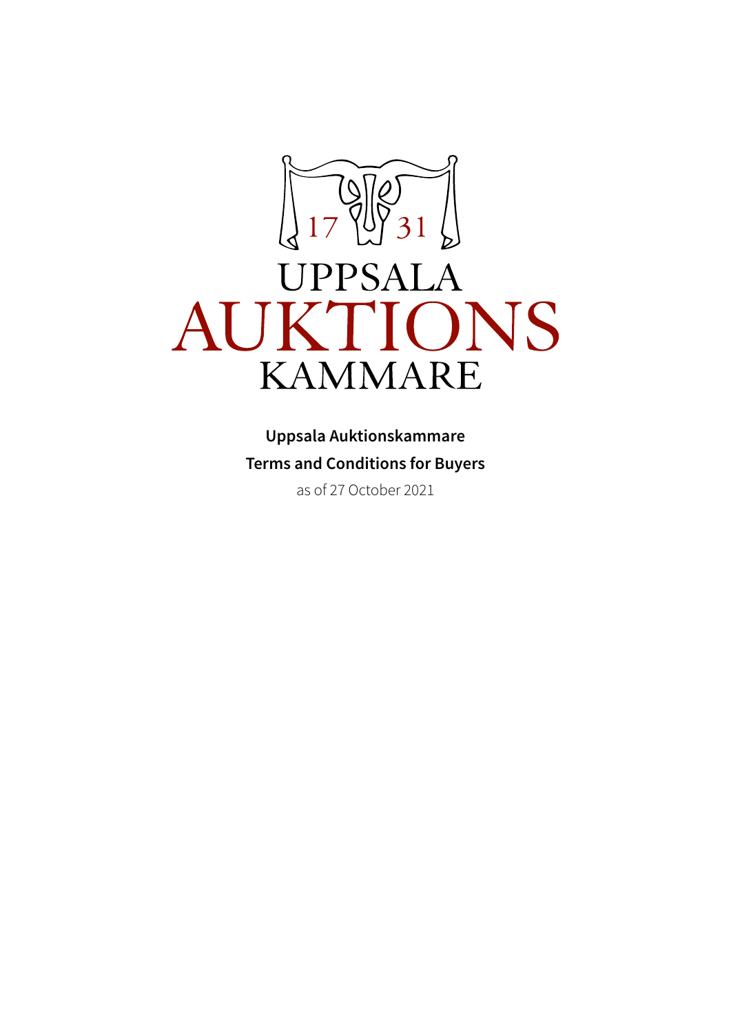17 31

UPPSALA
AUKTIONS
KAMMARE

**Uppsala Auktionskammare**

**Terms and Conditions for Buyers**

as of 27 October 2021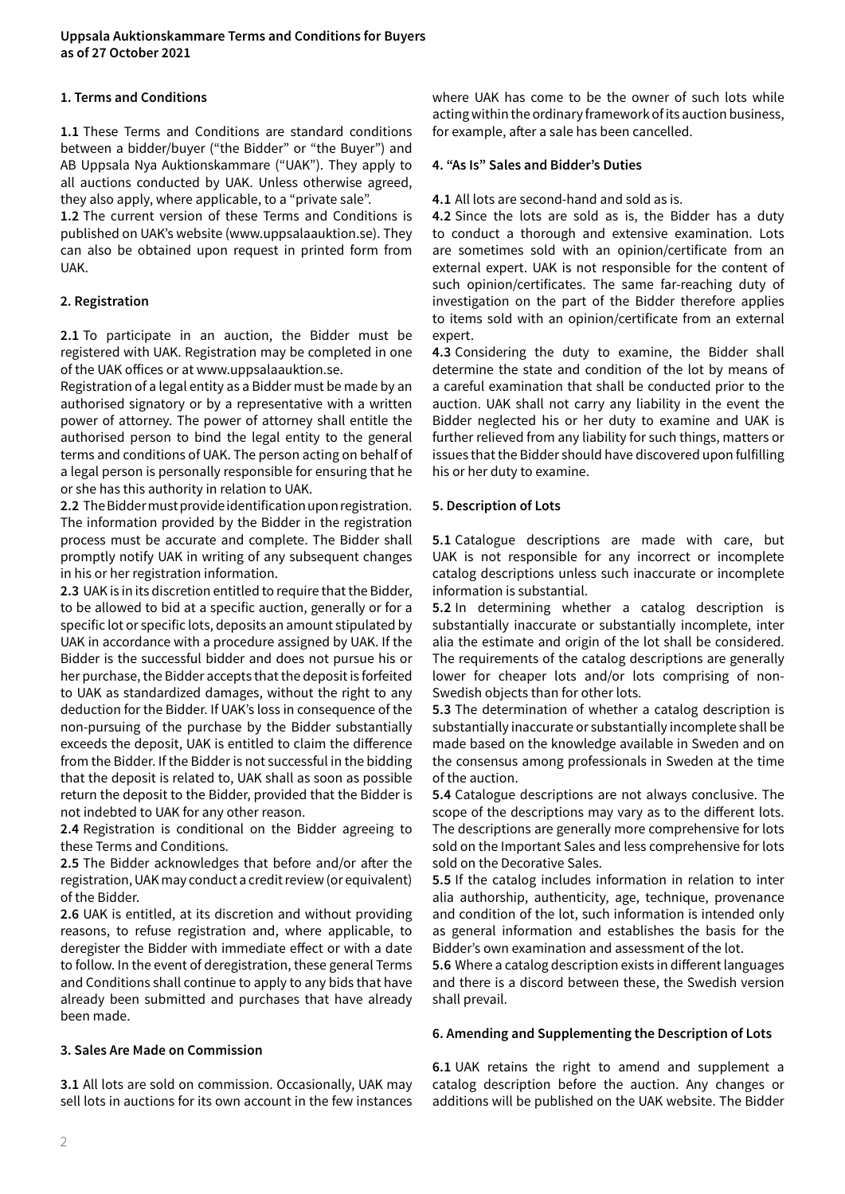**Uppsala Auktionskammare Terms and Conditions for Buyers as of 27 October 2021**

## 1. Terms and Conditions

**1.1** These Terms and Conditions are standard conditions between a bidder/buyer ("the Bidder" or "the Buyer") and AB Uppsala Nya Auktionskammare ("UAK"). They apply to all auctions conducted by UAK. Unless otherwise agreed, they also apply, where applicable, to a "private sale".

**1.2** The current version of these Terms and Conditions is published on UAK's website (www.uppsalaauktion.se). They can also be obtained upon request in printed form from UAK.

## 2. Registration

**2.1** To participate in an auction, the Bidder must be registered with UAK. Registration may be completed in one of the UAK offices or at www.uppsalaauktion.se.

Registration of a legal entity as a Bidder must be made by an authorised signatory or by a representative with a written power of attorney. The power of attorney shall entitle the authorised person to bind the legal entity to the general terms and conditions of UAK. The person acting on behalf of a legal person is personally responsible for ensuring that he or she has this authority in relation to UAK.

**2.2** The Bidder must provide identification upon registration. The information provided by the Bidder in the registration process must be accurate and complete. The Bidder shall promptly notify UAK in writing of any subsequent changes in his or her registration information.

**2.3** UAK is in its discretion entitled to require that the Bidder, to be allowed to bid at a specific auction, generally or for a specific lot or specific lots, deposits an amount stipulated by UAK in accordance with a procedure assigned by UAK. If the Bidder is the successful bidder and does not pursue his or her purchase, the Bidder accepts that the deposit is forfeited to UAK as standardized damages, without the right to any deduction for the Bidder. If UAK's loss in consequence of the non-pursuing of the purchase by the Bidder substantially exceeds the deposit, UAK is entitled to claim the difference from the Bidder. If the Bidder is not successful in the bidding that the deposit is related to, UAK shall as soon as possible return the deposit to the Bidder, provided that the Bidder is not indebted to UAK for any other reason.

**2.4** Registration is conditional on the Bidder agreeing to these Terms and Conditions.

**2.5** The Bidder acknowledges that before and/or after the registration, UAK may conduct a credit review (or equivalent) of the Bidder.

**2.6** UAK is entitled, at its discretion and without providing reasons, to refuse registration and, where applicable, to deregister the Bidder with immediate effect or with a date to follow. In the event of deregistration, these general Terms and Conditions shall continue to apply to any bids that have already been submitted and purchases that have already been made.

## 3. Sales Are Made on Commission

**3.1** All lots are sold on commission. Occasionally, UAK may sell lots in auctions for its own account in the few instances where UAK has come to be the owner of such lots while acting within the ordinary framework of its auction business, for example, after a sale has been cancelled.

## 4. "As Is" Sales and Bidder's Duties

**4.1** All lots are second-hand and sold as is.

**4.2** Since the lots are sold as is, the Bidder has a duty to conduct a thorough and extensive examination. Lots are sometimes sold with an opinion/certificate from an external expert. UAK is not responsible for the content of such opinion/certificates. The same far-reaching duty of investigation on the part of the Bidder therefore applies to items sold with an opinion/certificate from an external expert.

**4.3** Considering the duty to examine, the Bidder shall determine the state and condition of the lot by means of a careful examination that shall be conducted prior to the auction. UAK shall not carry any liability in the event the Bidder neglected his or her duty to examine and UAK is further relieved from any liability for such things, matters or issues that the Bidder should have discovered upon fulfilling his or her duty to examine.

## 5. Description of Lots

**5.1** Catalogue descriptions are made with care, but UAK is not responsible for any incorrect or incomplete catalog descriptions unless such inaccurate or incomplete information is substantial.

**5.2** In determining whether a catalog description is substantially inaccurate or substantially incomplete, inter alia the estimate and origin of the lot shall be considered. The requirements of the catalog descriptions are generally lower for cheaper lots and/or lots comprising of non-Swedish objects than for other lots.

**5.3** The determination of whether a catalog description is substantially inaccurate or substantially incomplete shall be made based on the knowledge available in Sweden and on the consensus among professionals in Sweden at the time of the auction.

**5.4** Catalogue descriptions are not always conclusive. The scope of the descriptions may vary as to the different lots. The descriptions are generally more comprehensive for lots sold on the Important Sales and less comprehensive for lots sold on the Decorative Sales.

**5.5** If the catalog includes information in relation to inter alia authorship, authenticity, age, technique, provenance and condition of the lot, such information is intended only as general information and establishes the basis for the Bidder's own examination and assessment of the lot.

**5.6** Where a catalog description exists in different languages and there is a discord between these, the Swedish version shall prevail.

## 6. Amending and Supplementing the Description of Lots

**6.1** UAK retains the right to amend and supplement a catalog description before the auction. Any changes or additions will be published on the UAK website. The Bidder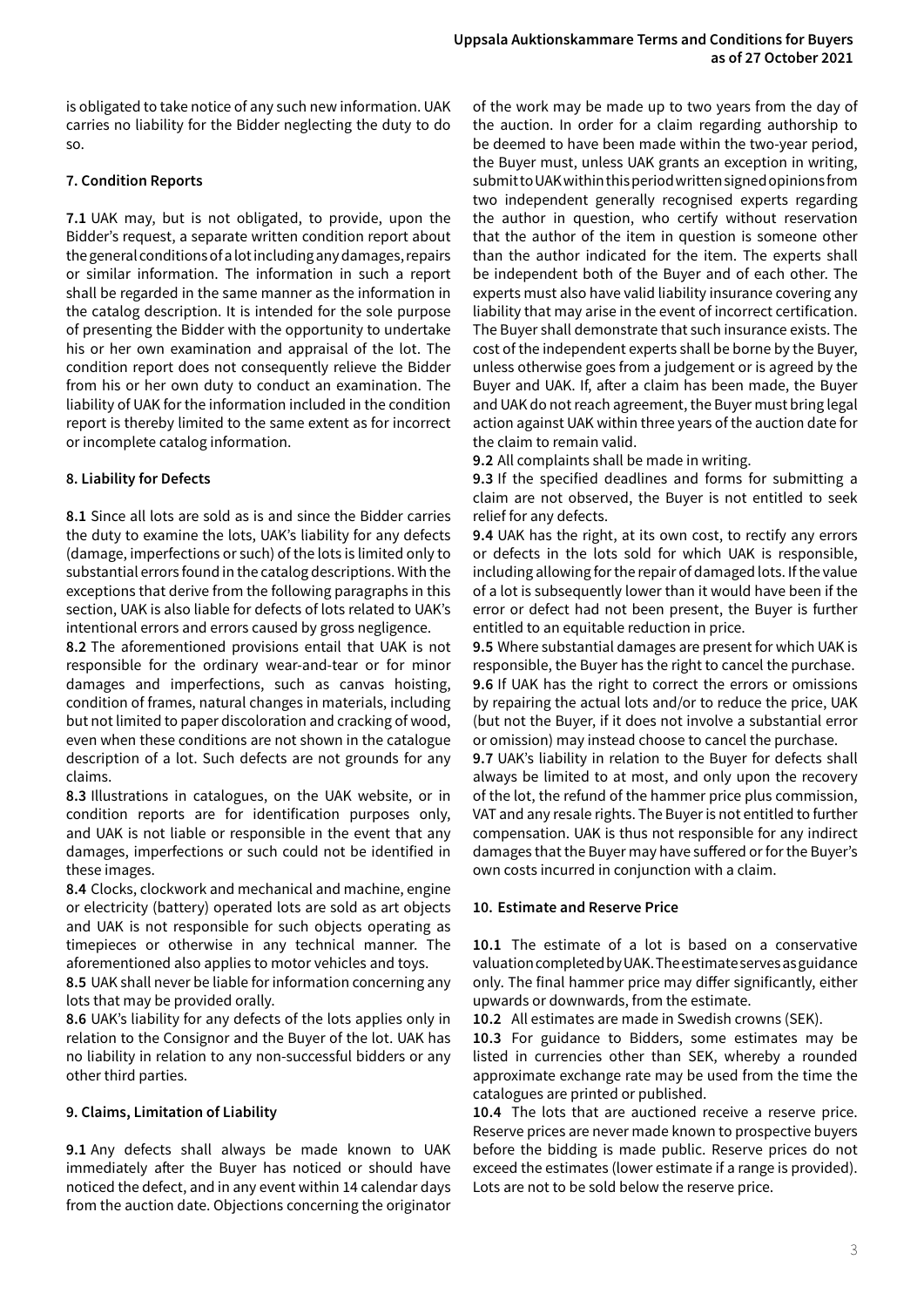is obligated to take notice of any such new information. UAK carries no liability for the Bidder neglecting the duty to do so.

### 7. Condition Reports

**7.1** UAK may, but is not obligated, to provide, upon the Bidder's request, a separate written condition report about the general conditions of a lot including any damages, repairs or similar information. The information in such a report shall be regarded in the same manner as the information in the catalog description. It is intended for the sole purpose of presenting the Bidder with the opportunity to undertake his or her own examination and appraisal of the lot. The condition report does not consequently relieve the Bidder from his or her own duty to conduct an examination. The liability of UAK for the information included in the condition report is thereby limited to the same extent as for incorrect or incomplete catalog information.

### 8. Liability for Defects

**8.1** Since all lots are sold as is and since the Bidder carries the duty to examine the lots, UAK's liability for any defects (damage, imperfections or such) of the lots is limited only to substantial errors found in the catalog descriptions. With the exceptions that derive from the following paragraphs in this section, UAK is also liable for defects of lots related to UAK's intentional errors and errors caused by gross negligence.

**8.2** The aforementioned provisions entail that UAK is not responsible for the ordinary wear-and-tear or for minor damages and imperfections, such as canvas hoisting, condition of frames, natural changes in materials, including but not limited to paper discoloration and cracking of wood, even when these conditions are not shown in the catalogue description of a lot. Such defects are not grounds for any claims.

**8.3** Illustrations in catalogues, on the UAK website, or in condition reports are for identification purposes only, and UAK is not liable or responsible in the event that any damages, imperfections or such could not be identified in these images.

**8.4** Clocks, clockwork and mechanical and machine, engine or electricity (battery) operated lots are sold as art objects and UAK is not responsible for such objects operating as timepieces or otherwise in any technical manner. The aforementioned also applies to motor vehicles and toys.

**8.5** UAK shall never be liable for information concerning any lots that may be provided orally.

**8.6** UAK's liability for any defects of the lots applies only in relation to the Consignor and the Buyer of the lot. UAK has no liability in relation to any non-successful bidders or any other third parties.

### 9. Claims, Limitation of Liability

**9.1** Any defects shall always be made known to UAK immediately after the Buyer has noticed or should have noticed the defect, and in any event within 14 calendar days from the auction date. Objections concerning the originator of the work may be made up to two years from the day of the auction. In order for a claim regarding authorship to be deemed to have been made within the two-year period, the Buyer must, unless UAK grants an exception in writing, submit to UAK within this period written signed opinions from two independent generally recognised experts regarding the author in question, who certify without reservation that the author of the item in question is someone other than the author indicated for the item. The experts shall be independent both of the Buyer and of each other. The experts must also have valid liability insurance covering any liability that may arise in the event of incorrect certification. The Buyer shall demonstrate that such insurance exists. The cost of the independent experts shall be borne by the Buyer, unless otherwise goes from a judgement or is agreed by the Buyer and UAK. If, after a claim has been made, the Buyer and UAK do not reach agreement, the Buyer must bring legal action against UAK within three years of the auction date for the claim to remain valid.

**9.2** All complaints shall be made in writing.

**9.3** If the specified deadlines and forms for submitting a claim are not observed, the Buyer is not entitled to seek relief for any defects.

**9.4** UAK has the right, at its own cost, to rectify any errors or defects in the lots sold for which UAK is responsible, including allowing for the repair of damaged lots. If the value of a lot is subsequently lower than it would have been if the error or defect had not been present, the Buyer is further entitled to an equitable reduction in price.

**9.5** Where substantial damages are present for which UAK is responsible, the Buyer has the right to cancel the purchase.

**9.6** If UAK has the right to correct the errors or omissions by repairing the actual lots and/or to reduce the price, UAK (but not the Buyer, if it does not involve a substantial error or omission) may instead choose to cancel the purchase.

**9.7** UAK's liability in relation to the Buyer for defects shall always be limited to at most, and only upon the recovery of the lot, the refund of the hammer price plus commission, VAT and any resale rights. The Buyer is not entitled to further compensation. UAK is thus not responsible for any indirect damages that the Buyer may have suffered or for the Buyer's own costs incurred in conjunction with a claim.

### 10. Estimate and Reserve Price

**10.1** The estimate of a lot is based on a conservative valuation completed by UAK. The estimate serves as guidance only. The final hammer price may differ significantly, either upwards or downwards, from the estimate.

**10.2** All estimates are made in Swedish crowns (SEK).

**10.3** For guidance to Bidders, some estimates may be listed in currencies other than SEK, whereby a rounded approximate exchange rate may be used from the time the catalogues are printed or published.

**10.4** The lots that are auctioned receive a reserve price. Reserve prices are never made known to prospective buyers before the bidding is made public. Reserve prices do not exceed the estimates (lower estimate if a range is provided). Lots are not to be sold below the reserve price.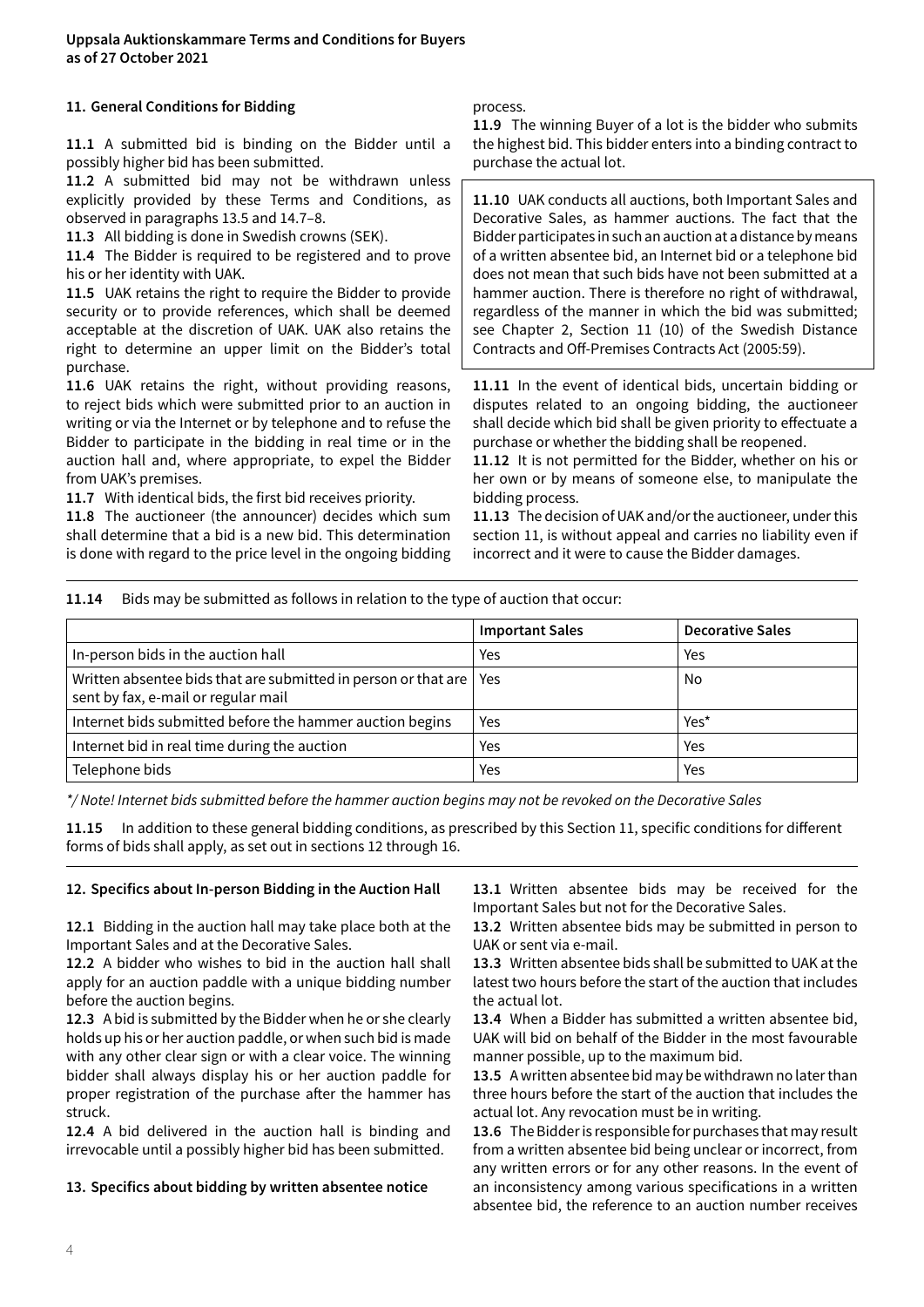## 11. General Conditions for Bidding

**11.1** A submitted bid is binding on the Bidder until a possibly higher bid has been submitted.

**11.2** A submitted bid may not be withdrawn unless explicitly provided by these Terms and Conditions, as observed in paragraphs 13.5 and 14.7–8.

**11.3** All bidding is done in Swedish crowns (SEK).

**11.4** The Bidder is required to be registered and to prove his or her identity with UAK.

**11.5** UAK retains the right to require the Bidder to provide security or to provide references, which shall be deemed acceptable at the discretion of UAK. UAK also retains the right to determine an upper limit on the Bidder's total purchase.

**11.6** UAK retains the right, without providing reasons, to reject bids which were submitted prior to an auction in writing or via the Internet or by telephone and to refuse the Bidder to participate in the bidding in real time or in the auction hall and, where appropriate, to expel the Bidder from UAK's premises.

**11.7** With identical bids, the first bid receives priority.

**11.8** The auctioneer (the announcer) decides which sum shall determine that a bid is a new bid. This determination is done with regard to the price level in the ongoing bidding process.

**11.9** The winning Buyer of a lot is the bidder who submits the highest bid. This bidder enters into a binding contract to purchase the actual lot.

**11.10** UAK conducts all auctions, both Important Sales and Decorative Sales, as hammer auctions. The fact that the Bidder participates in such an auction at a distance by means of a written absentee bid, an Internet bid or a telephone bid does not mean that such bids have not been submitted at a hammer auction. There is therefore no right of withdrawal, regardless of the manner in which the bid was submitted; see Chapter 2, Section 11 (10) of the Swedish Distance Contracts and Off-Premises Contracts Act (2005:59).

**11.11** In the event of identical bids, uncertain bidding or disputes related to an ongoing bidding, the auctioneer shall decide which bid shall be given priority to effectuate a purchase or whether the bidding shall be reopened.

**11.12** It is not permitted for the Bidder, whether on his or her own or by means of someone else, to manipulate the bidding process.

**11.13** The decision of UAK and/or the auctioneer, under this section 11, is without appeal and carries no liability even if incorrect and it were to cause the Bidder damages.

**11.14** Bids may be submitted as follows in relation to the type of auction that occur:

| | Important Sales | Decorative Sales |
|---|---|---|
| In-person bids in the auction hall | Yes | Yes |
| Written absentee bids that are submitted in person or that are sent by fax, e-mail or regular mail | Yes | No |
| Internet bids submitted before the hammer auction begins | Yes | Yes* |
| Internet bid in real time during the auction | Yes | Yes |
| Telephone bids | Yes | Yes |

*\*/ Note! Internet bids submitted before the hammer auction begins may not be revoked on the Decorative Sales*

**11.15** In addition to these general bidding conditions, as prescribed by this Section 11, specific conditions for different forms of bids shall apply, as set out in sections 12 through 16.

## 12. Specifics about In-person Bidding in the Auction Hall

**12.1** Bidding in the auction hall may take place both at the Important Sales and at the Decorative Sales.

**12.2** A bidder who wishes to bid in the auction hall shall apply for an auction paddle with a unique bidding number before the auction begins.

**12.3** A bid is submitted by the Bidder when he or she clearly holds up his or her auction paddle, or when such bid is made with any other clear sign or with a clear voice. The winning bidder shall always display his or her auction paddle for proper registration of the purchase after the hammer has struck.

**12.4** A bid delivered in the auction hall is binding and irrevocable until a possibly higher bid has been submitted.

## 13. Specifics about bidding by written absentee notice

**13.1** Written absentee bids may be received for the Important Sales but not for the Decorative Sales.

**13.2** Written absentee bids may be submitted in person to UAK or sent via e-mail.

**13.3** Written absentee bids shall be submitted to UAK at the latest two hours before the start of the auction that includes the actual lot.

**13.4** When a Bidder has submitted a written absentee bid, UAK will bid on behalf of the Bidder in the most favourable manner possible, up to the maximum bid.

**13.5** A written absentee bid may be withdrawn no later than three hours before the start of the auction that includes the actual lot. Any revocation must be in writing.

**13.6** The Bidder is responsible for purchases that may result from a written absentee bid being unclear or incorrect, from any written errors or for any other reasons. In the event of an inconsistency among various specifications in a written absentee bid, the reference to an auction number receives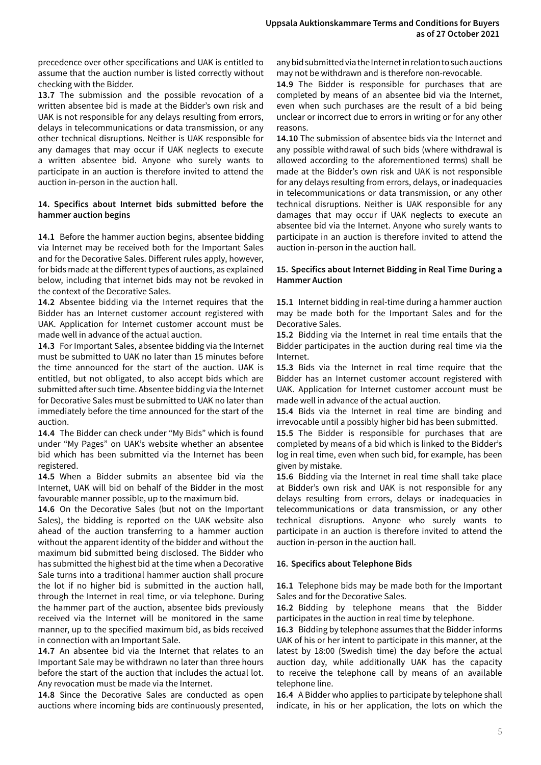precedence over other specifications and UAK is entitled to assume that the auction number is listed correctly without checking with the Bidder.

**13.7** The submission and the possible revocation of a written absentee bid is made at the Bidder's own risk and UAK is not responsible for any delays resulting from errors, delays in telecommunications or data transmission, or any other technical disruptions. Neither is UAK responsible for any damages that may occur if UAK neglects to execute a written absentee bid. Anyone who surely wants to participate in an auction is therefore invited to attend the auction in-person in the auction hall.

### 14. Specifics about Internet bids submitted before the hammer auction begins

**14.1** Before the hammer auction begins, absentee bidding via Internet may be received both for the Important Sales and for the Decorative Sales. Different rules apply, however, for bids made at the different types of auctions, as explained below, including that internet bids may not be revoked in the context of the Decorative Sales.

**14.2** Absentee bidding via the Internet requires that the Bidder has an Internet customer account registered with UAK. Application for Internet customer account must be made well in advance of the actual auction.

**14.3** For Important Sales, absentee bidding via the Internet must be submitted to UAK no later than 15 minutes before the time announced for the start of the auction. UAK is entitled, but not obligated, to also accept bids which are submitted after such time. Absentee bidding via the Internet for Decorative Sales must be submitted to UAK no later than immediately before the time announced for the start of the auction.

**14.4** The Bidder can check under "My Bids" which is found under "My Pages" on UAK's website whether an absentee bid which has been submitted via the Internet has been registered.

**14.5** When a Bidder submits an absentee bid via the Internet, UAK will bid on behalf of the Bidder in the most favourable manner possible, up to the maximum bid.

**14.6** On the Decorative Sales (but not on the Important Sales), the bidding is reported on the UAK website also ahead of the auction transferring to a hammer auction without the apparent identity of the bidder and without the maximum bid submitted being disclosed. The Bidder who has submitted the highest bid at the time when a Decorative Sale turns into a traditional hammer auction shall procure the lot if no higher bid is submitted in the auction hall, through the Internet in real time, or via telephone. During the hammer part of the auction, absentee bids previously received via the Internet will be monitored in the same manner, up to the specified maximum bid, as bids received in connection with an Important Sale.

**14.7** An absentee bid via the Internet that relates to an Important Sale may be withdrawn no later than three hours before the start of the auction that includes the actual lot. Any revocation must be made via the Internet.

**14.8** Since the Decorative Sales are conducted as open auctions where incoming bids are continuously presented, any bid submitted via the Internet in relation to such auctions may not be withdrawn and is therefore non-revocable.

**14.9** The Bidder is responsible for purchases that are completed by means of an absentee bid via the Internet, even when such purchases are the result of a bid being unclear or incorrect due to errors in writing or for any other reasons.

**14.10** The submission of absentee bids via the Internet and any possible withdrawal of such bids (where withdrawal is allowed according to the aforementioned terms) shall be made at the Bidder's own risk and UAK is not responsible for any delays resulting from errors, delays, or inadequacies in telecommunications or data transmission, or any other technical disruptions. Neither is UAK responsible for any damages that may occur if UAK neglects to execute an absentee bid via the Internet. Anyone who surely wants to participate in an auction is therefore invited to attend the auction in-person in the auction hall.

### 15. Specifics about Internet Bidding in Real Time During a Hammer Auction

**15.1** Internet bidding in real-time during a hammer auction may be made both for the Important Sales and for the Decorative Sales.

**15.2** Bidding via the Internet in real time entails that the Bidder participates in the auction during real time via the Internet.

**15.3** Bids via the Internet in real time require that the Bidder has an Internet customer account registered with UAK. Application for Internet customer account must be made well in advance of the actual auction.

**15.4** Bids via the Internet in real time are binding and irrevocable until a possibly higher bid has been submitted.

**15.5** The Bidder is responsible for purchases that are completed by means of a bid which is linked to the Bidder's log in real time, even when such bid, for example, has been given by mistake.

**15.6** Bidding via the Internet in real time shall take place at Bidder's own risk and UAK is not responsible for any delays resulting from errors, delays or inadequacies in telecommunications or data transmission, or any other technical disruptions. Anyone who surely wants to participate in an auction is therefore invited to attend the auction in-person in the auction hall.

### 16. Specifics about Telephone Bids

**16.1** Telephone bids may be made both for the Important Sales and for the Decorative Sales.

**16.2** Bidding by telephone means that the Bidder participates in the auction in real time by telephone.

**16.3** Bidding by telephone assumes that the Bidder informs UAK of his or her intent to participate in this manner, at the latest by 18:00 (Swedish time) the day before the actual auction day, while additionally UAK has the capacity to receive the telephone call by means of an available telephone line.

**16.4** A Bidder who applies to participate by telephone shall indicate, in his or her application, the lots on which the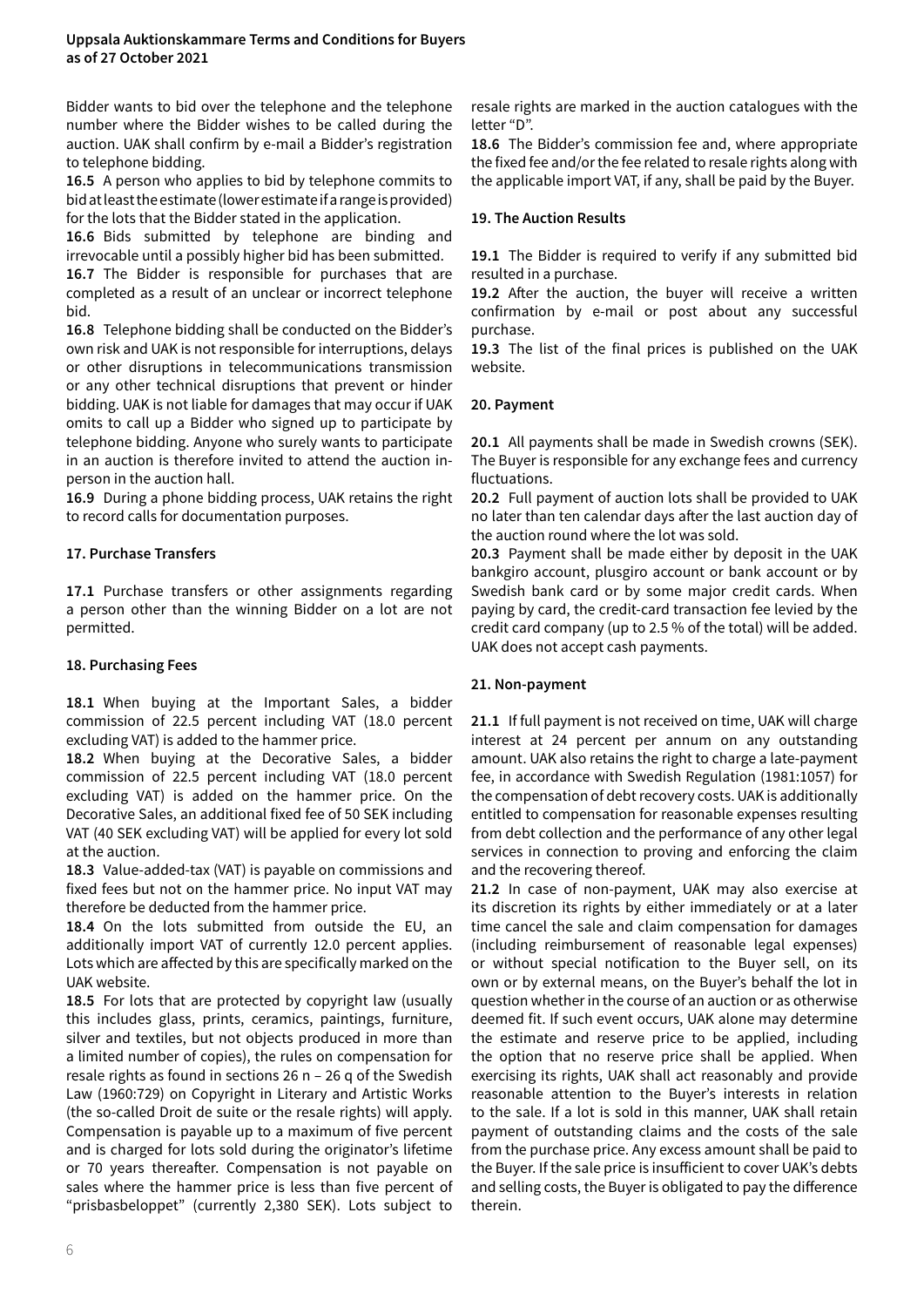Bidder wants to bid over the telephone and the telephone number where the Bidder wishes to be called during the auction. UAK shall confirm by e-mail a Bidder's registration to telephone bidding.

**16.5** A person who applies to bid by telephone commits to bid at least the estimate (lower estimate if a range is provided) for the lots that the Bidder stated in the application.

**16.6** Bids submitted by telephone are binding and irrevocable until a possibly higher bid has been submitted.

**16.7** The Bidder is responsible for purchases that are completed as a result of an unclear or incorrect telephone bid.

**16.8** Telephone bidding shall be conducted on the Bidder's own risk and UAK is not responsible for interruptions, delays or other disruptions in telecommunications transmission or any other technical disruptions that prevent or hinder bidding. UAK is not liable for damages that may occur if UAK omits to call up a Bidder who signed up to participate by telephone bidding. Anyone who surely wants to participate in an auction is therefore invited to attend the auction in-person in the auction hall.

**16.9** During a phone bidding process, UAK retains the right to record calls for documentation purposes.

### 17. Purchase Transfers

**17.1** Purchase transfers or other assignments regarding a person other than the winning Bidder on a lot are not permitted.

### 18. Purchasing Fees

**18.1** When buying at the Important Sales, a bidder commission of 22.5 percent including VAT (18.0 percent excluding VAT) is added to the hammer price.

**18.2** When buying at the Decorative Sales, a bidder commission of 22.5 percent including VAT (18.0 percent excluding VAT) is added on the hammer price. On the Decorative Sales, an additional fixed fee of 50 SEK including VAT (40 SEK excluding VAT) will be applied for every lot sold at the auction.

**18.3** Value-added-tax (VAT) is payable on commissions and fixed fees but not on the hammer price. No input VAT may therefore be deducted from the hammer price.

**18.4** On the lots submitted from outside the EU, an additionally import VAT of currently 12.0 percent applies. Lots which are affected by this are specifically marked on the UAK website.

**18.5** For lots that are protected by copyright law (usually this includes glass, prints, ceramics, paintings, furniture, silver and textiles, but not objects produced in more than a limited number of copies), the rules on compensation for resale rights as found in sections 26 n – 26 q of the Swedish Law (1960:729) on Copyright in Literary and Artistic Works (the so-called Droit de suite or the resale rights) will apply. Compensation is payable up to a maximum of five percent and is charged for lots sold during the originator's lifetime or 70 years thereafter. Compensation is not payable on sales where the hammer price is less than five percent of "prisbasbeloppet" (currently 2,380 SEK). Lots subject to resale rights are marked in the auction catalogues with the letter "D".

**18.6** The Bidder's commission fee and, where appropriate the fixed fee and/or the fee related to resale rights along with the applicable import VAT, if any, shall be paid by the Buyer.

### 19. The Auction Results

**19.1** The Bidder is required to verify if any submitted bid resulted in a purchase.

**19.2** After the auction, the buyer will receive a written confirmation by e-mail or post about any successful purchase.

**19.3** The list of the final prices is published on the UAK website.

### 20. Payment

**20.1** All payments shall be made in Swedish crowns (SEK). The Buyer is responsible for any exchange fees and currency fluctuations.

**20.2** Full payment of auction lots shall be provided to UAK no later than ten calendar days after the last auction day of the auction round where the lot was sold.

**20.3** Payment shall be made either by deposit in the UAK bankgiro account, plusgiro account or bank account or by Swedish bank card or by some major credit cards. When paying by card, the credit-card transaction fee levied by the credit card company (up to 2.5 % of the total) will be added. UAK does not accept cash payments.

### 21. Non-payment

**21.1** If full payment is not received on time, UAK will charge interest at 24 percent per annum on any outstanding amount. UAK also retains the right to charge a late-payment fee, in accordance with Swedish Regulation (1981:1057) for the compensation of debt recovery costs. UAK is additionally entitled to compensation for reasonable expenses resulting from debt collection and the performance of any other legal services in connection to proving and enforcing the claim and the recovering thereof.

**21.2** In case of non-payment, UAK may also exercise at its discretion its rights by either immediately or at a later time cancel the sale and claim compensation for damages (including reimbursement of reasonable legal expenses) or without special notification to the Buyer sell, on its own or by external means, on the Buyer's behalf the lot in question whether in the course of an auction or as otherwise deemed fit. If such event occurs, UAK alone may determine the estimate and reserve price to be applied, including the option that no reserve price shall be applied. When exercising its rights, UAK shall act reasonably and provide reasonable attention to the Buyer's interests in relation to the sale. If a lot is sold in this manner, UAK shall retain payment of outstanding claims and the costs of the sale from the purchase price. Any excess amount shall be paid to the Buyer. If the sale price is insufficient to cover UAK's debts and selling costs, the Buyer is obligated to pay the difference therein.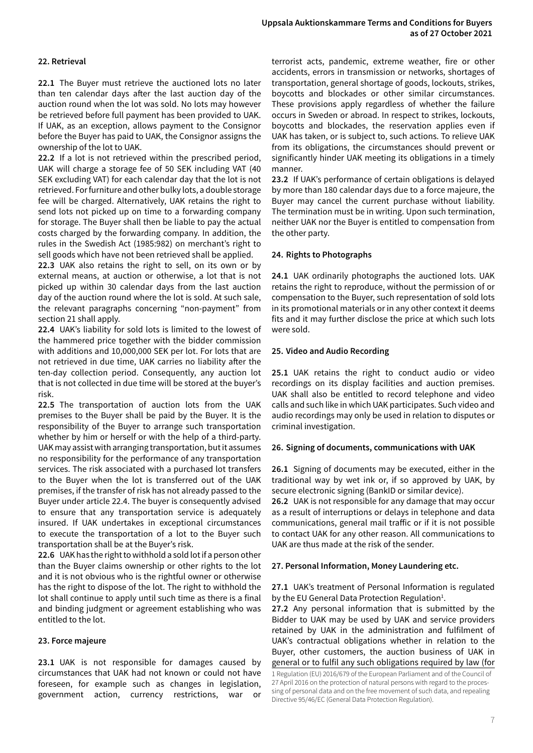## 22. Retrieval

**22.1** The Buyer must retrieve the auctioned lots no later than ten calendar days after the last auction day of the auction round when the lot was sold. No lots may however be retrieved before full payment has been provided to UAK. If UAK, as an exception, allows payment to the Consignor before the Buyer has paid to UAK, the Consignor assigns the ownership of the lot to UAK.

**22.2** If a lot is not retrieved within the prescribed period, UAK will charge a storage fee of 50 SEK including VAT (40 SEK excluding VAT) for each calendar day that the lot is not retrieved. For furniture and other bulky lots, a double storage fee will be charged. Alternatively, UAK retains the right to send lots not picked up on time to a forwarding company for storage. The Buyer shall then be liable to pay the actual costs charged by the forwarding company. In addition, the rules in the Swedish Act (1985:982) on merchant's right to sell goods which have not been retrieved shall be applied.

**22.3** UAK also retains the right to sell, on its own or by external means, at auction or otherwise, a lot that is not picked up within 30 calendar days from the last auction day of the auction round where the lot is sold. At such sale, the relevant paragraphs concerning "non-payment" from section 21 shall apply.

**22.4** UAK's liability for sold lots is limited to the lowest of the hammered price together with the bidder commission with additions and 10,000,000 SEK per lot. For lots that are not retrieved in due time, UAK carries no liability after the ten-day collection period. Consequently, any auction lot that is not collected in due time will be stored at the buyer's risk.

**22.5** The transportation of auction lots from the UAK premises to the Buyer shall be paid by the Buyer. It is the responsibility of the Buyer to arrange such transportation whether by him or herself or with the help of a third-party. UAK may assist with arranging transportation, but it assumes no responsibility for the performance of any transportation services. The risk associated with a purchased lot transfers to the Buyer when the lot is transferred out of the UAK premises, if the transfer of risk has not already passed to the Buyer under article 22.4. The buyer is consequently advised to ensure that any transportation service is adequately insured. If UAK undertakes in exceptional circumstances to execute the transportation of a lot to the Buyer such transportation shall be at the Buyer's risk.

**22.6** UAK has the right to withhold a sold lot if a person other than the Buyer claims ownership or other rights to the lot and it is not obvious who is the rightful owner or otherwise has the right to dispose of the lot. The right to withhold the lot shall continue to apply until such time as there is a final and binding judgment or agreement establishing who was entitled to the lot.

## 23. Force majeure

**23.1** UAK is not responsible for damages caused by circumstances that UAK had not known or could not have foreseen, for example such as changes in legislation, government action, currency restrictions, war or terrorist acts, pandemic, extreme weather, fire or other accidents, errors in transmission or networks, shortages of transportation, general shortage of goods, lockouts, strikes, boycotts and blockades or other similar circumstances. These provisions apply regardless of whether the failure occurs in Sweden or abroad. In respect to strikes, lockouts, boycotts and blockades, the reservation applies even if UAK has taken, or is subject to, such actions. To relieve UAK from its obligations, the circumstances should prevent or significantly hinder UAK meeting its obligations in a timely manner.

**23.2** If UAK's performance of certain obligations is delayed by more than 180 calendar days due to a force majeure, the Buyer may cancel the current purchase without liability. The termination must be in writing. Upon such termination, neither UAK nor the Buyer is entitled to compensation from the other party.

## 24. Rights to Photographs

**24.1** UAK ordinarily photographs the auctioned lots. UAK retains the right to reproduce, without the permission of or compensation to the Buyer, such representation of sold lots in its promotional materials or in any other context it deems fits and it may further disclose the price at which such lots were sold.

## 25. Video and Audio Recording

**25.1** UAK retains the right to conduct audio or video recordings on its display facilities and auction premises. UAK shall also be entitled to record telephone and video calls and such like in which UAK participates. Such video and audio recordings may only be used in relation to disputes or criminal investigation.

## 26. Signing of documents, communications with UAK

**26.1** Signing of documents may be executed, either in the traditional way by wet ink or, if so approved by UAK, by secure electronic signing (BankID or similar device).

**26.2** UAK is not responsible for any damage that may occur as a result of interruptions or delays in telephone and data communications, general mail traffic or if it is not possible to contact UAK for any other reason. All communications to UAK are thus made at the risk of the sender.

## 27. Personal Information, Money Laundering etc.

**27.1** UAK's treatment of Personal Information is regulated by the EU General Data Protection Regulation[1].

**27.2** Any personal information that is submitted by the Bidder to UAK may be used by UAK and service providers retained by UAK in the administration and fulfilment of UAK's contractual obligations whether in relation to the Buyer, other customers, the auction business of UAK in general or to fulfil any such obligations required by law (for

[1] Regulation (EU) 2016/679 of the European Parliament and of the Council of 27 April 2016 on the protection of natural persons with regard to the processing of personal data and on the free movement of such data, and repealing Directive 95/46/EC (General Data Protection Regulation).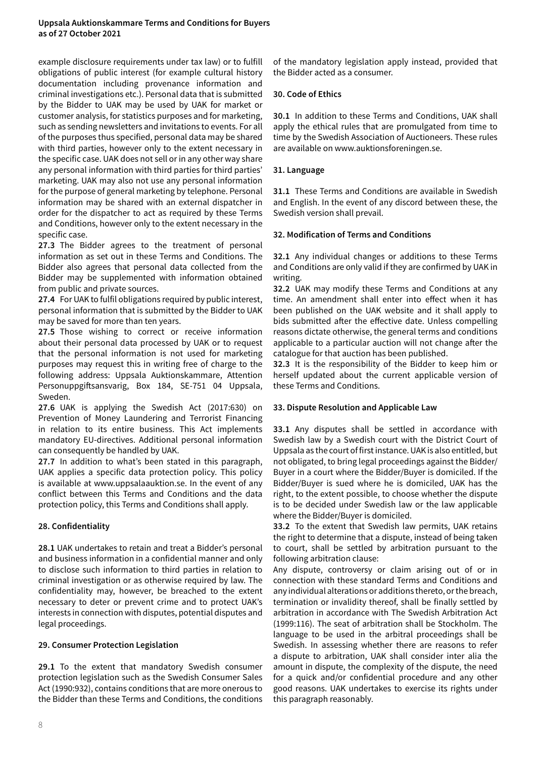example disclosure requirements under tax law) or to fulfill obligations of public interest (for example cultural history documentation including provenance information and criminal investigations etc.). Personal data that is submitted by the Bidder to UAK may be used by UAK for market or customer analysis, for statistics purposes and for marketing, such as sending newsletters and invitations to events. For all of the purposes thus specified, personal data may be shared with third parties, however only to the extent necessary in the specific case. UAK does not sell or in any other way share any personal information with third parties for third parties' marketing. UAK may also not use any personal information for the purpose of general marketing by telephone. Personal information may be shared with an external dispatcher in order for the dispatcher to act as required by these Terms and Conditions, however only to the extent necessary in the specific case.

**27.3** The Bidder agrees to the treatment of personal information as set out in these Terms and Conditions. The Bidder also agrees that personal data collected from the Bidder may be supplemented with information obtained from public and private sources.

**27.4** For UAK to fulfil obligations required by public interest, personal information that is submitted by the Bidder to UAK may be saved for more than ten years.

**27.5** Those wishing to correct or receive information about their personal data processed by UAK or to request that the personal information is not used for marketing purposes may request this in writing free of charge to the following address: Uppsala Auktionskammare, Attention Personuppgiftsansvarig, Box 184, SE-751 04 Uppsala, Sweden.

**27.6** UAK is applying the Swedish Act (2017:630) on Prevention of Money Laundering and Terrorist Financing in relation to its entire business. This Act implements mandatory EU-directives. Additional personal information can consequently be handled by UAK.

**27.7** In addition to what's been stated in this paragraph, UAK applies a specific data protection policy. This policy is available at www.uppsalaauktion.se. In the event of any conflict between this Terms and Conditions and the data protection policy, this Terms and Conditions shall apply.

### 28. Confidentiality

**28.1** UAK undertakes to retain and treat a Bidder's personal and business information in a confidential manner and only to disclose such information to third parties in relation to criminal investigation or as otherwise required by law. The confidentiality may, however, be breached to the extent necessary to deter or prevent crime and to protect UAK's interests in connection with disputes, potential disputes and legal proceedings.

### 29. Consumer Protection Legislation

**29.1** To the extent that mandatory Swedish consumer protection legislation such as the Swedish Consumer Sales Act (1990:932), contains conditions that are more onerous to the Bidder than these Terms and Conditions, the conditions of the mandatory legislation apply instead, provided that the Bidder acted as a consumer.

### 30. Code of Ethics

**30.1** In addition to these Terms and Conditions, UAK shall apply the ethical rules that are promulgated from time to time by the Swedish Association of Auctioneers. These rules are available on www.auktionsforeningen.se.

### 31. Language

**31.1** These Terms and Conditions are available in Swedish and English. In the event of any discord between these, the Swedish version shall prevail.

### 32. Modification of Terms and Conditions

**32.1** Any individual changes or additions to these Terms and Conditions are only valid if they are confirmed by UAK in writing.

**32.2** UAK may modify these Terms and Conditions at any time. An amendment shall enter into effect when it has been published on the UAK website and it shall apply to bids submitted after the effective date. Unless compelling reasons dictate otherwise, the general terms and conditions applicable to a particular auction will not change after the catalogue for that auction has been published.

**32.3** It is the responsibility of the Bidder to keep him or herself updated about the current applicable version of these Terms and Conditions.

### 33. Dispute Resolution and Applicable Law

**33.1** Any disputes shall be settled in accordance with Swedish law by a Swedish court with the District Court of Uppsala as the court of first instance. UAK is also entitled, but not obligated, to bring legal proceedings against the Bidder/Buyer in a court where the Bidder/Buyer is domiciled. If the Bidder/Buyer is sued where he is domiciled, UAK has the right, to the extent possible, to choose whether the dispute is to be decided under Swedish law or the law applicable where the Bidder/Buyer is domiciled.

**33.2** To the extent that Swedish law permits, UAK retains the right to determine that a dispute, instead of being taken to court, shall be settled by arbitration pursuant to the following arbitration clause:

Any dispute, controversy or claim arising out of or in connection with these standard Terms and Conditions and any individual alterations or additions thereto, or the breach, termination or invalidity thereof, shall be finally settled by arbitration in accordance with The Swedish Arbitration Act (1999:116). The seat of arbitration shall be Stockholm. The language to be used in the arbitral proceedings shall be Swedish. In assessing whether there are reasons to refer a dispute to arbitration, UAK shall consider inter alia the amount in dispute, the complexity of the dispute, the need for a quick and/or confidential procedure and any other good reasons. UAK undertakes to exercise its rights under this paragraph reasonably.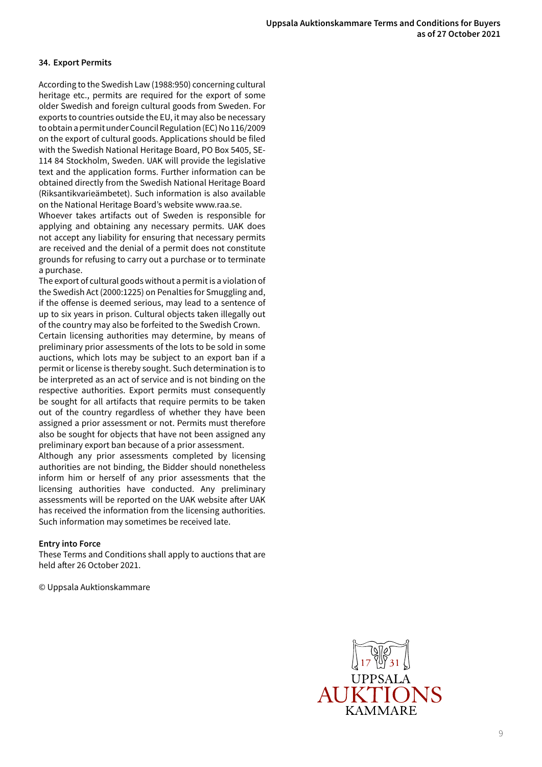## 34. Export Permits

According to the Swedish Law (1988:950) concerning cultural heritage etc., permits are required for the export of some older Swedish and foreign cultural goods from Sweden. For exports to countries outside the EU, it may also be necessary to obtain a permit under Council Regulation (EC) No 116/2009 on the export of cultural goods. Applications should be filed with the Swedish National Heritage Board, PO Box 5405, SE-114 84 Stockholm, Sweden. UAK will provide the legislative text and the application forms. Further information can be obtained directly from the Swedish National Heritage Board (Riksantikvarieämbetet). Such information is also available on the National Heritage Board's website www.raa.se.

Whoever takes artifacts out of Sweden is responsible for applying and obtaining any necessary permits. UAK does not accept any liability for ensuring that necessary permits are received and the denial of a permit does not constitute grounds for refusing to carry out a purchase or to terminate a purchase.

The export of cultural goods without a permit is a violation of the Swedish Act (2000:1225) on Penalties for Smuggling and, if the offense is deemed serious, may lead to a sentence of up to six years in prison. Cultural objects taken illegally out of the country may also be forfeited to the Swedish Crown.

Certain licensing authorities may determine, by means of preliminary prior assessments of the lots to be sold in some auctions, which lots may be subject to an export ban if a permit or license is thereby sought. Such determination is to be interpreted as an act of service and is not binding on the respective authorities. Export permits must consequently be sought for all artifacts that require permits to be taken out of the country regardless of whether they have been assigned a prior assessment or not. Permits must therefore also be sought for objects that have not been assigned any preliminary export ban because of a prior assessment.

Although any prior assessments completed by licensing authorities are not binding, the Bidder should nonetheless inform him or herself of any prior assessments that the licensing authorities have conducted. Any preliminary assessments will be reported on the UAK website after UAK has received the information from the licensing authorities. Such information may sometimes be received late.

**Entry into Force**

These Terms and Conditions shall apply to auctions that are held after 26 October 2021.

© Uppsala Auktionskammare